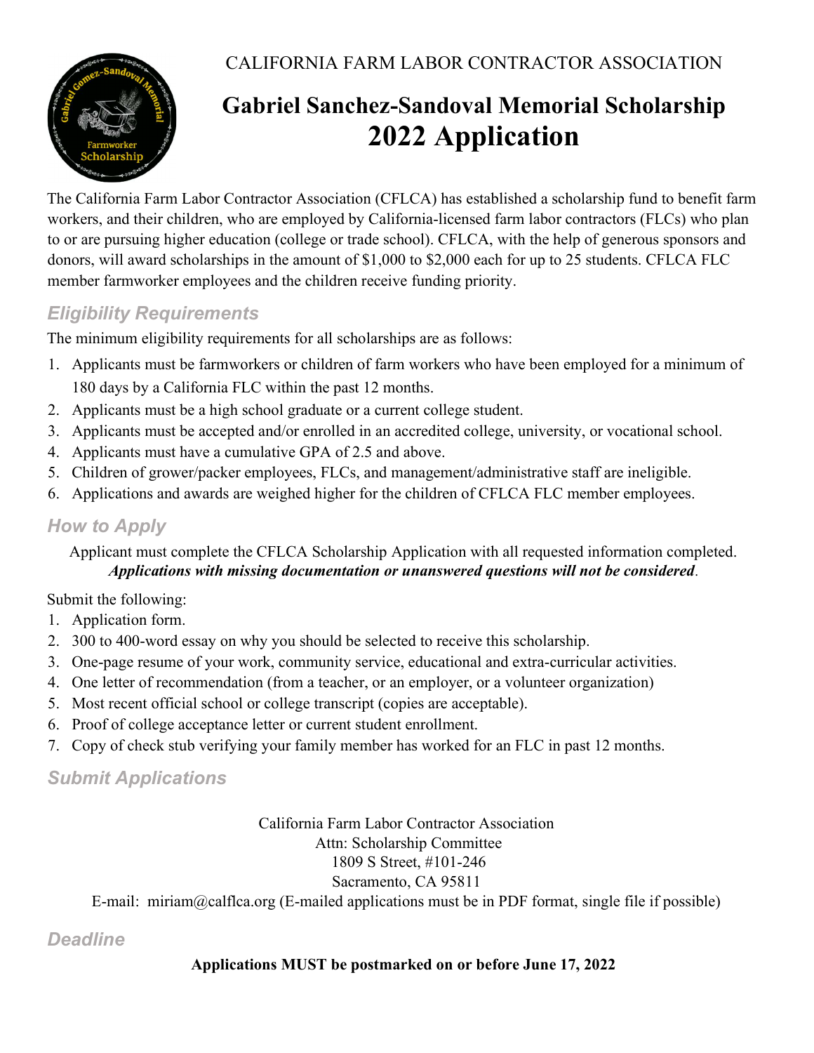CALIFORNIA FARM LABOR CONTRACTOR ASSOCIATION

# Gabriel Sanchez-Sandoval Memorial Scholarship
# 2022 Application

The California Farm Labor Contractor Association (CFLCA) has established a scholarship fund to benefit farm workers, and their children, who are employed by California-licensed farm labor contractors (FLCs) who plan to or are pursuing higher education (college or trade school). CFLCA, with the help of generous sponsors and donors, will award scholarships in the amount of $1,000 to $2,000 each for up to 25 students. CFLCA FLC member farmworker employees and the children receive funding priority.

## *Eligibility Requirements*

The minimum eligibility requirements for all scholarships are as follows:

1. Applicants must be farmworkers or children of farm workers who have been employed for a minimum of 180 days by a California FLC within the past 12 months.
2. Applicants must be a high school graduate or a current college student.
3. Applicants must be accepted and/or enrolled in an accredited college, university, or vocational school.
4. Applicants must have a cumulative GPA of 2.5 and above.
5. Children of grower/packer employees, FLCs, and management/administrative staff are ineligible.
6. Applications and awards are weighed higher for the children of CFLCA FLC member employees.

## *How to Apply*

Applicant must complete the CFLCA Scholarship Application with all requested information completed. ***Applications with missing documentation or unanswered questions will not be considered***.

Submit the following:

1. Application form.
2. 300 to 400-word essay on why you should be selected to receive this scholarship.
3. One-page resume of your work, community service, educational and extra-curricular activities.
4. One letter of recommendation (from a teacher, or an employer, or a volunteer organization)
5. Most recent official school or college transcript (copies are acceptable).
6. Proof of college acceptance letter or current student enrollment.
7. Copy of check stub verifying your family member has worked for an FLC in past 12 months.

## *Submit Applications*

California Farm Labor Contractor Association
Attn: Scholarship Committee
1809 S Street, #101-246
Sacramento, CA 95811
E-mail: miriam@calflca.org (E-mailed applications must be in PDF format, single file if possible)

## *Deadline*

**Applications MUST be postmarked on or before June 17, 2022**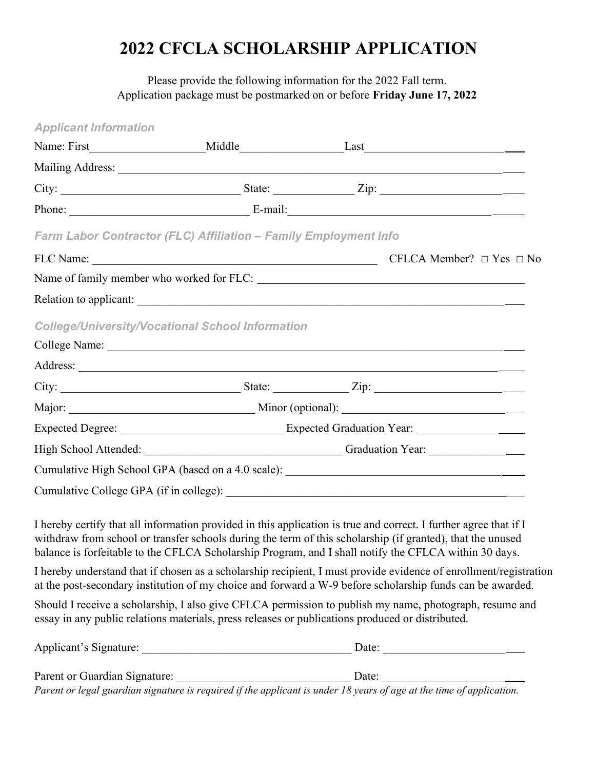# 2022 CFCLA SCHOLARSHIP APPLICATION

Please provide the following information for the 2022 Fall term.
Application package must be postmarked on or before **Friday June 17, 2022**

### *Applicant Information*

Name: First____________________Middle__________________Last____________________________

Mailing Address: ______________________________________________________________________

City: ________________________________ State: ______________ Zip: _________________________

Phone: ________________________________ E-mail:_________________________________________

### *Farm Labor Contractor (FLC) Affiliation – Family Employment Info*

FLC Name: ____________________________________________________ CFLCA Member? □ Yes □ No

Name of family member who worked for FLC: _______________________________________________

Relation to applicant: ____________________________________________________________________

### *College/University/Vocational School Information*

College Name: _________________________________________________________________________

Address: ______________________________________________________________________________

City: ________________________________ State: _____________ Zip: __________________________

Major: _________________________________ Minor (optional): _______________________________

Expected Degree: ____________________________ Expected Graduation Year: ____________________

High School Attended: __________________________________ Graduation Year: __________________

Cumulative High School GPA (based on a 4.0 scale): ____________________________________________

Cumulative College GPA (if in college): ______________________________________________________

I hereby certify that all information provided in this application is true and correct. I further agree that if I withdraw from school or transfer schools during the term of this scholarship (if granted), that the unused balance is forfeitable to the CFLCA Scholarship Program, and I shall notify the CFLCA within 30 days.

I hereby understand that if chosen as a scholarship recipient, I must provide evidence of enrollment/registration at the post-secondary institution of my choice and forward a W-9 before scholarship funds can be awarded.

Should I receive a scholarship, I also give CFLCA permission to publish my name, photograph, resume and essay in any public relations materials, press releases or publications produced or distributed.

Applicant's Signature: _____________________________________ Date: __________________________

Parent or Guardian Signature: _______________________________ Date: __________________________

*Parent or legal guardian signature is required if the applicant is under 18 years of age at the time of application.*